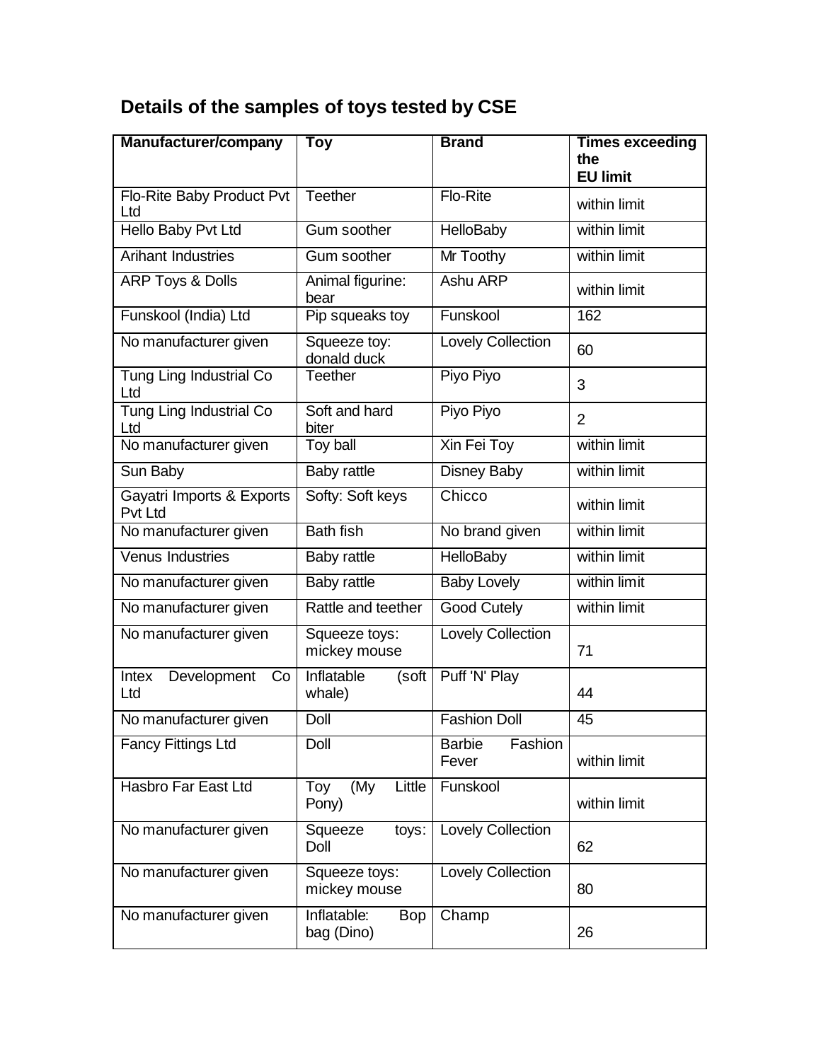## Details of the samples of toys tested by CSE

| Manufacturer/company | Toy | Brand | Times exceeding the EU limit |
|---|---|---|---|
| Flo-Rite Baby Product Pvt Ltd | Teether | Flo-Rite | within limit |
| Hello Baby Pvt Ltd | Gum soother | HelloBaby | within limit |
| Arihant Industries | Gum soother | Mr Toothy | within limit |
| ARP Toys & Dolls | Animal figurine: bear | Ashu ARP | within limit |
| Funskool (India) Ltd | Pip squeaks toy | Funskool | 162 |
| No manufacturer given | Squeeze toy: donald duck | Lovely Collection | 60 |
| Tung Ling Industrial Co Ltd | Teether | Piyo Piyo | 3 |
| Tung Ling Industrial Co Ltd | Soft and hard biter | Piyo Piyo | 2 |
| No manufacturer given | Toy ball | Xin Fei Toy | within limit |
| Sun Baby | Baby rattle | Disney Baby | within limit |
| Gayatri Imports & Exports Pvt Ltd | Softy: Soft keys | Chicco | within limit |
| No manufacturer given | Bath fish | No brand given | within limit |
| Venus Industries | Baby rattle | HelloBaby | within limit |
| No manufacturer given | Baby rattle | Baby Lovely | within limit |
| No manufacturer given | Rattle and teether | Good Cutely | within limit |
| No manufacturer given | Squeeze toys: mickey mouse | Lovely Collection | 71 |
| Intex Development Co Ltd | Inflatable (soft whale) | Puff 'N' Play | 44 |
| No manufacturer given | Doll | Fashion Doll | 45 |
| Fancy Fittings Ltd | Doll | Barbie Fashion Fever | within limit |
| Hasbro Far East Ltd | Toy (My Little Pony) | Funskool | within limit |
| No manufacturer given | Squeeze toys: Doll | Lovely Collection | 62 |
| No manufacturer given | Squeeze toys: mickey mouse | Lovely Collection | 80 |
| No manufacturer given | Inflatable: Bop bag (Dino) | Champ | 26 |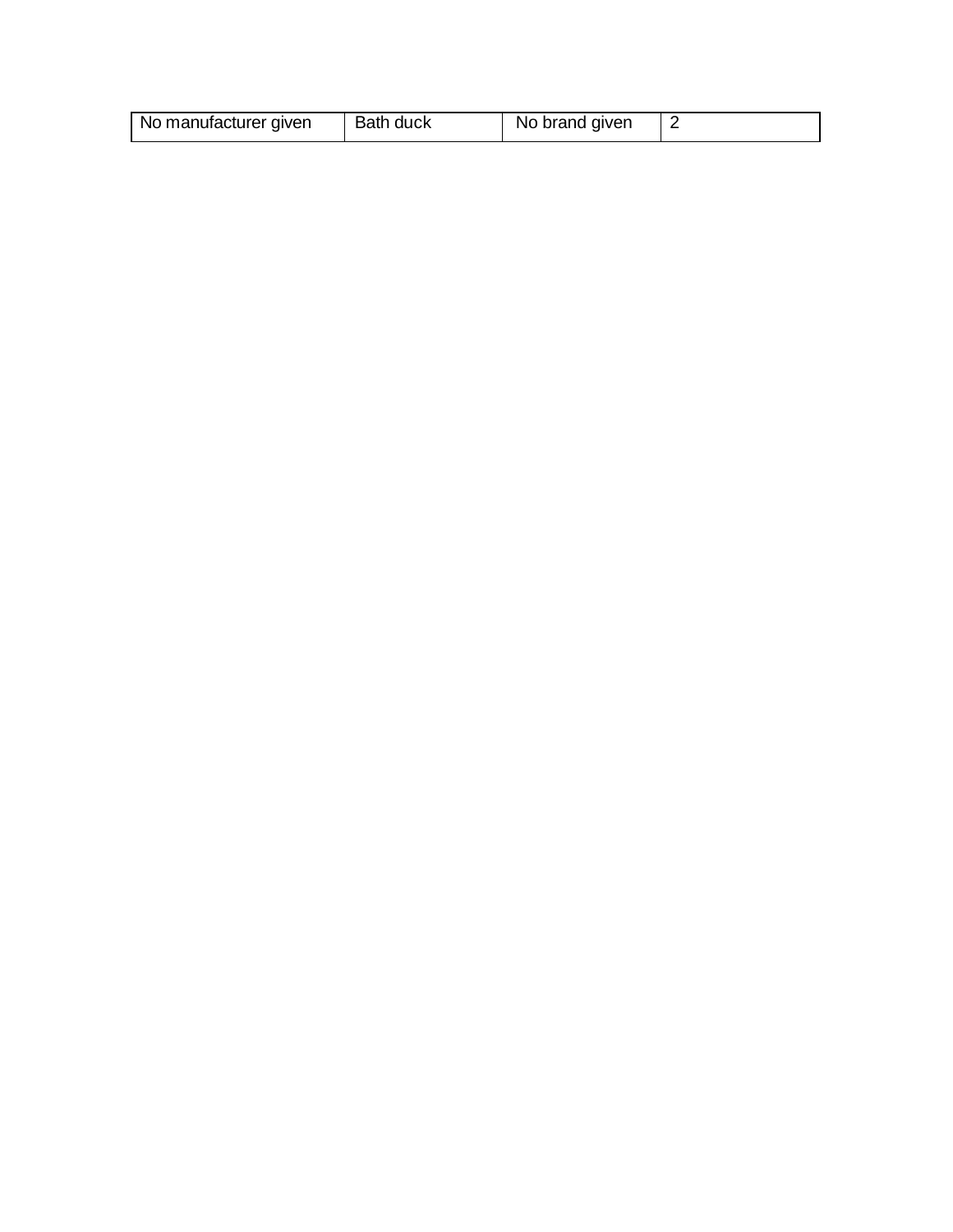| | | | |
|---|---|---|---|
| No manufacturer given | Bath duck | No brand given | 2 |